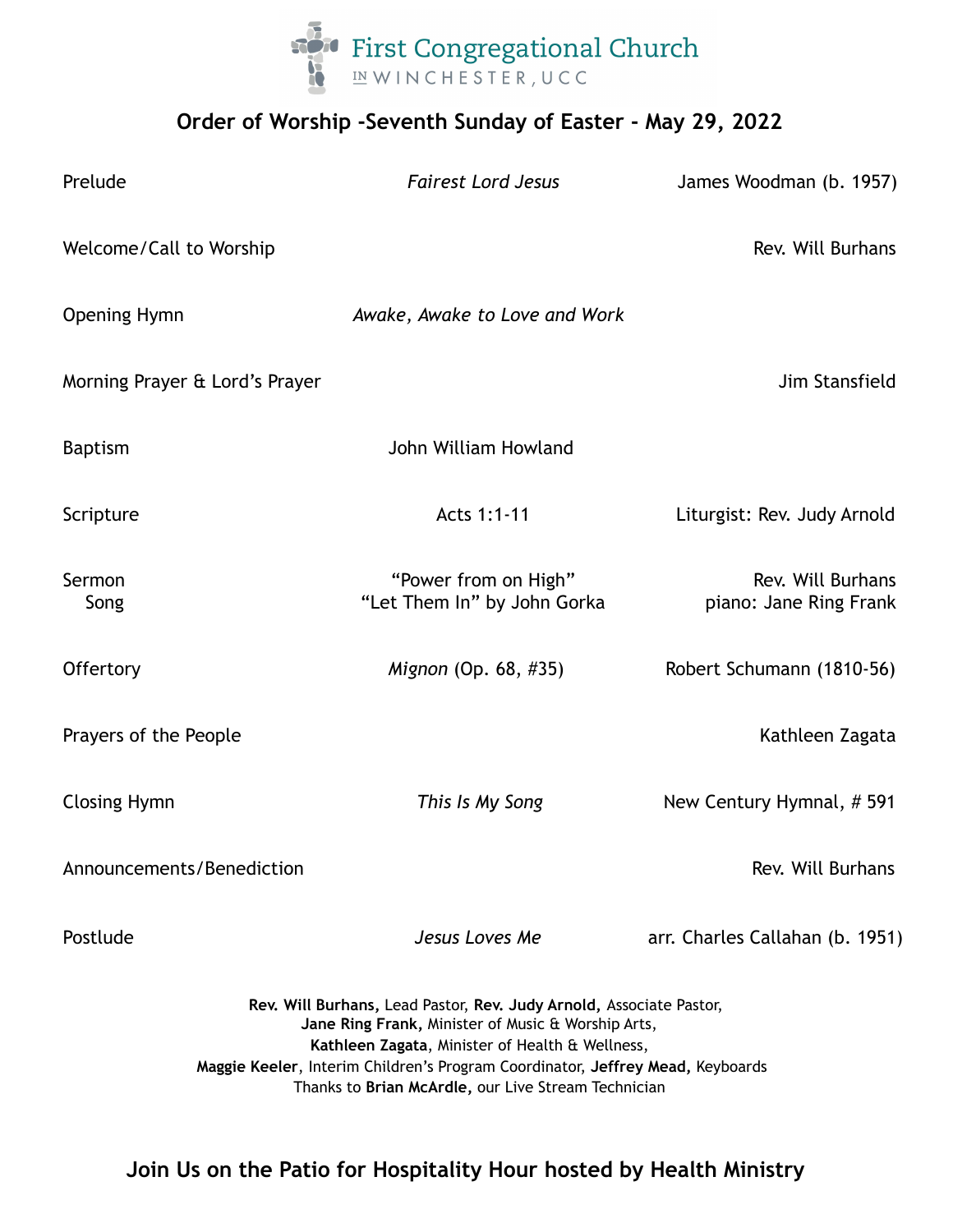# First Congregational Church IN WINCHESTER, UCC

## Order of Worship -Seventh Sunday of Easter - May 29, 2022

| | | |
|---|---|---|
| Prelude | *Fairest Lord Jesus* | James Woodman (b. 1957) |
| Welcome/Call to Worship | | Rev. Will Burhans |
| Opening Hymn | *Awake, Awake to Love and Work* | |
| Morning Prayer & Lord's Prayer | | Jim Stansfield |
| Baptism | John William Howland | |
| Scripture | Acts 1:1-11 | Liturgist: Rev. Judy Arnold |
| Sermon | "Power from on High" | Rev. Will Burhans |
| Song | "Let Them In" by John Gorka | piano: Jane Ring Frank |
| Offertory | *Mignon* (Op. 68, #35) | Robert Schumann (1810-56) |
| Prayers of the People | | Kathleen Zagata |
| Closing Hymn | *This Is My Song* | New Century Hymnal, # 591 |
| Announcements/Benediction | | Rev. Will Burhans |
| Postlude | *Jesus Loves Me* | arr. Charles Callahan (b. 1951) |

**Rev. Will Burhans,** Lead Pastor, **Rev. Judy Arnold,** Associate Pastor,
**Jane Ring Frank,** Minister of Music & Worship Arts,
**Kathleen Zagata**, Minister of Health & Wellness,
**Maggie Keeler**, Interim Children's Program Coordinator, **Jeffrey Mead,** Keyboards
Thanks to **Brian McArdle,** our Live Stream Technician

**Join Us on the Patio for Hospitality Hour hosted by Health Ministry**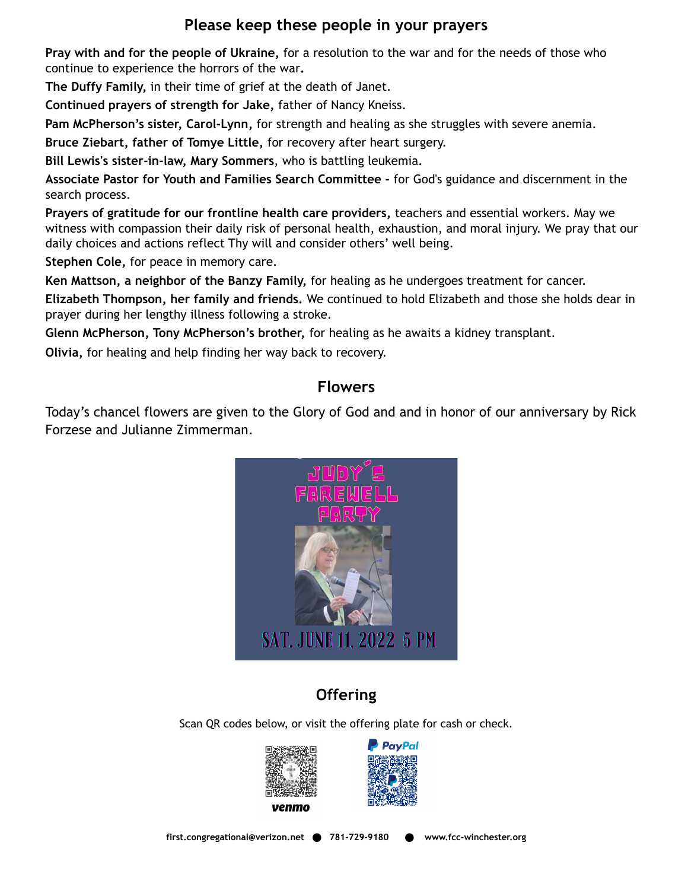## Please keep these people in your prayers

**Pray with and for the people of Ukraine,** for a resolution to the war and for the needs of those who continue to experience the horrors of the war**.**

**The Duffy Family,** in their time of grief at the death of Janet.

**Continued prayers of strength for Jake,** father of Nancy Kneiss.

**Pam McPherson's sister, Carol-Lynn,** for strength and healing as she struggles with severe anemia.

**Bruce Ziebart, father of Tomye Little,** for recovery after heart surgery.

**Bill Lewis's sister-in-law, Mary Sommers**, who is battling leukemia.

**Associate Pastor for Youth and Families Search Committee -** for God's guidance and discernment in the search process.

**Prayers of gratitude for our frontline health care providers,** teachers and essential workers. May we witness with compassion their daily risk of personal health, exhaustion, and moral injury. We pray that our daily choices and actions reflect Thy will and consider others' well being.

**Stephen Cole,** for peace in memory care.

**Ken Mattson, a neighbor of the Banzy Family,** for healing as he undergoes treatment for cancer.

**Elizabeth Thompson, her family and friends.** We continued to hold Elizabeth and those she holds dear in prayer during her lengthy illness following a stroke.

**Glenn McPherson, Tony McPherson's brother,** for healing as he awaits a kidney transplant.

**Olivia,** for healing and help finding her way back to recovery.

## Flowers

Today's chancel flowers are given to the Glory of God and and in honor of our anniversary by Rick Forzese and Julianne Zimmerman.

JUDY'S FAREWELL PARTY

SAT. JUNE 11, 2022 5 PM

## Offering

Scan QR codes below, or visit the offering plate for cash or check.

venmo PayPal

first.congregational@verizon.net ● 781-729-9180 ● www.fcc-winchester.org